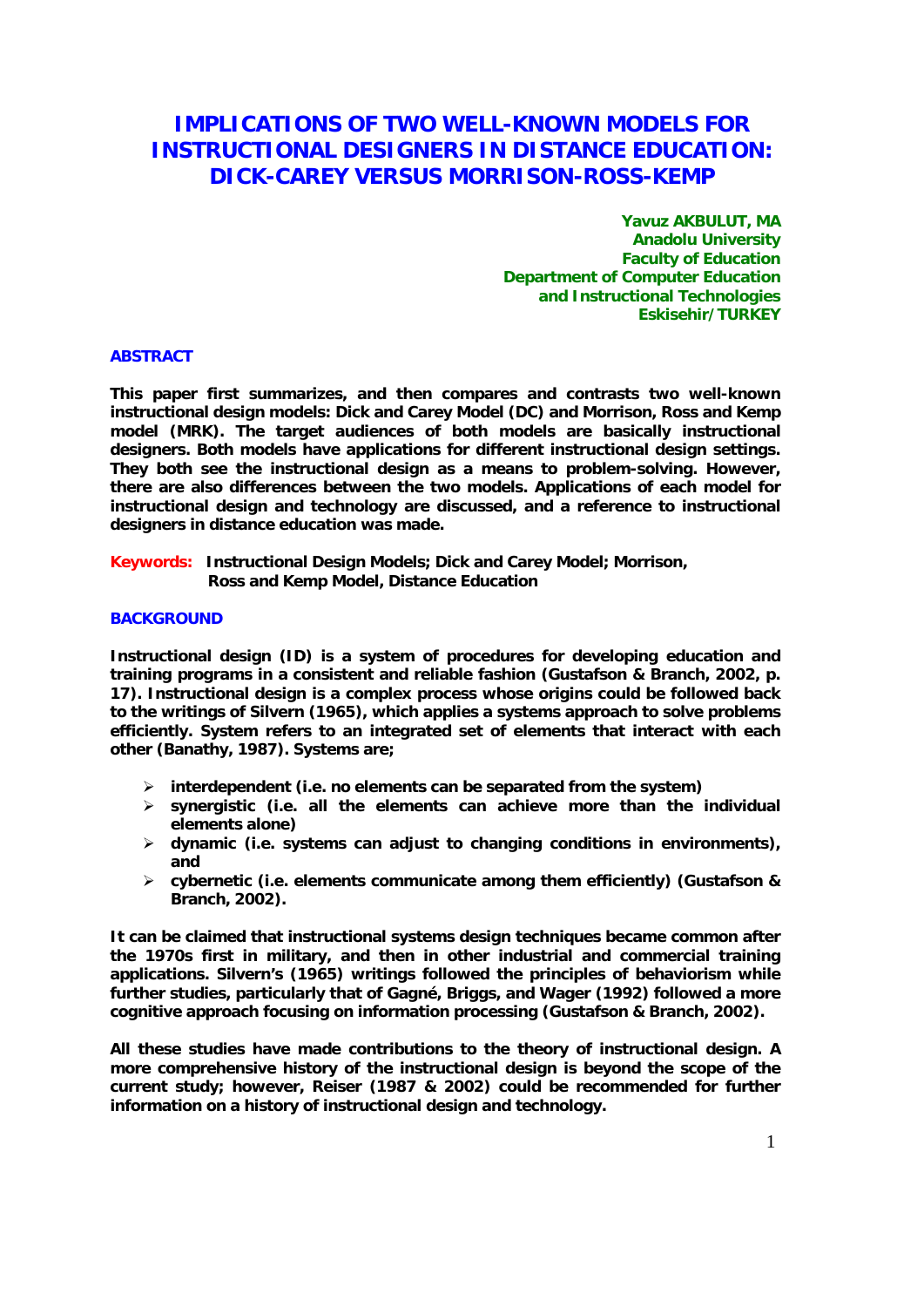# IMPLICATIONS OF TWO WELL-KNOWN MODELS FOR INSTRUCTIONAL DESIGNERS IN DISTANCE EDUCATION: DICK-CAREY VERSUS MORRISON-ROSS-KEMP

**Yavuz AKBULUT, MA**
**Anadolu University**
**Faculty of Education**
**Department of Computer Education**
**and Instructional Technologies**
**Eskisehir/TURKEY**

## ABSTRACT

**This paper first summarizes, and then compares and contrasts two well-known instructional design models: Dick and Carey Model (DC) and Morrison, Ross and Kemp model (MRK). The target audiences of both models are basically instructional designers. Both models have applications for different instructional design settings. They both see the instructional design as a means to problem-solving. However, there are also differences between the two models. Applications of each model for instructional design and technology are discussed, and a reference to instructional designers in distance education was made.**

**Keywords:** **Instructional Design Models; Dick and Carey Model; Morrison, Ross and Kemp Model, Distance Education**

## BACKGROUND

**Instructional design (ID) is a system of procedures for developing education and training programs in a consistent and reliable fashion (Gustafson & Branch, 2002, p. 17). Instructional design is a complex process whose origins could be followed back to the writings of Silvern (1965), which applies a systems approach to solve problems efficiently. System refers to an integrated set of elements that interact with each other (Banathy, 1987). Systems are;**

- **interdependent (i.e. no elements can be separated from the system)**
- **synergistic (i.e. all the elements can achieve more than the individual elements alone)**
- **dynamic (i.e. systems can adjust to changing conditions in environments), and**
- **cybernetic (i.e. elements communicate among them efficiently) (Gustafson & Branch, 2002).**

**It can be claimed that instructional systems design techniques became common after the 1970s first in military, and then in other industrial and commercial training applications. Silvern's (1965) writings followed the principles of behaviorism while further studies, particularly that of Gagné, Briggs, and Wager (1992) followed a more cognitive approach focusing on information processing (Gustafson & Branch, 2002).**

**All these studies have made contributions to the theory of instructional design. A more comprehensive history of the instructional design is beyond the scope of the current study; however, Reiser (1987 & 2002) could be recommended for further information on a history of instructional design and technology.**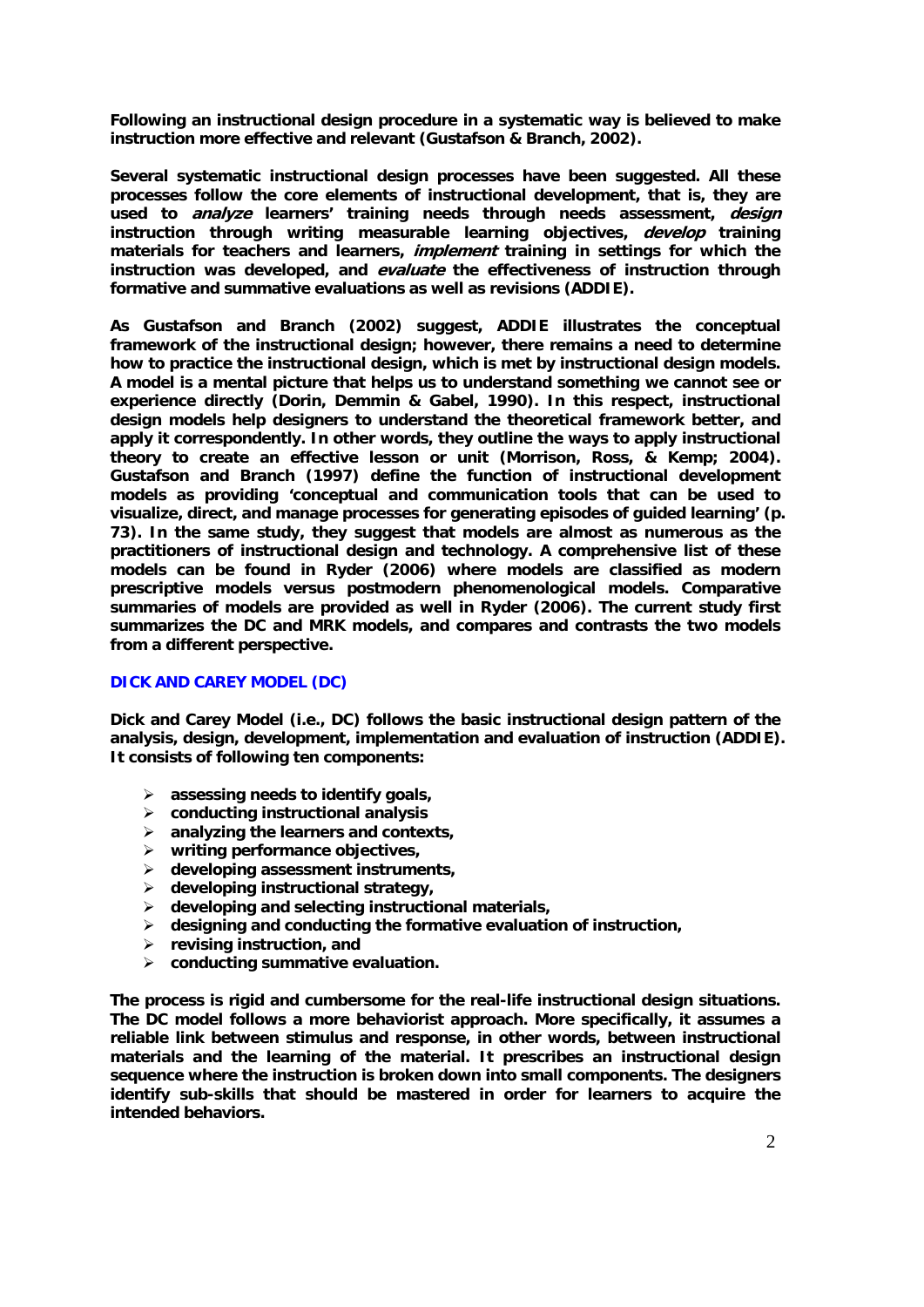**Following an instructional design procedure in a systematic way is believed to make instruction more effective and relevant (Gustafson & Branch, 2002).**

**Several systematic instructional design processes have been suggested. All these processes follow the core elements of instructional development, that is, they are used to *analyze* learners' training needs through needs assessment, *design* instruction through writing measurable learning objectives, *develop* training materials for teachers and learners, *implement* training in settings for which the instruction was developed, and *evaluate* the effectiveness of instruction through formative and summative evaluations as well as revisions (ADDIE).**

**As Gustafson and Branch (2002) suggest, ADDIE illustrates the conceptual framework of the instructional design; however, there remains a need to determine how to practice the instructional design, which is met by instructional design models. A model is a mental picture that helps us to understand something we cannot see or experience directly (Dorin, Demmin & Gabel, 1990). In this respect, instructional design models help designers to understand the theoretical framework better, and apply it correspondently. In other words, they outline the ways to apply instructional theory to create an effective lesson or unit (Morrison, Ross, & Kemp; 2004). Gustafson and Branch (1997) define the function of instructional development models as providing 'conceptual and communication tools that can be used to visualize, direct, and manage processes for generating episodes of guided learning' (p. 73). In the same study, they suggest that models are almost as numerous as the practitioners of instructional design and technology. A comprehensive list of these models can be found in Ryder (2006) where models are classified as modern prescriptive models versus postmodern phenomenological models. Comparative summaries of models are provided as well in Ryder (2006). The current study first summarizes the DC and MRK models, and compares and contrasts the two models from a different perspective.**

## DICK AND CAREY MODEL (DC)

**Dick and Carey Model (i.e., DC) follows the basic instructional design pattern of the analysis, design, development, implementation and evaluation of instruction (ADDIE). It consists of following ten components:**

- **assessing needs to identify goals,**
- **conducting instructional analysis**
- **analyzing the learners and contexts,**
- **writing performance objectives,**
- **developing assessment instruments,**
- **developing instructional strategy,**
- **developing and selecting instructional materials,**
- **designing and conducting the formative evaluation of instruction,**
- **revising instruction, and**
- **conducting summative evaluation.**

**The process is rigid and cumbersome for the real-life instructional design situations. The DC model follows a more behaviorist approach. More specifically, it assumes a reliable link between stimulus and response, in other words, between instructional materials and the learning of the material. It prescribes an instructional design sequence where the instruction is broken down into small components. The designers identify sub-skills that should be mastered in order for learners to acquire the intended behaviors.**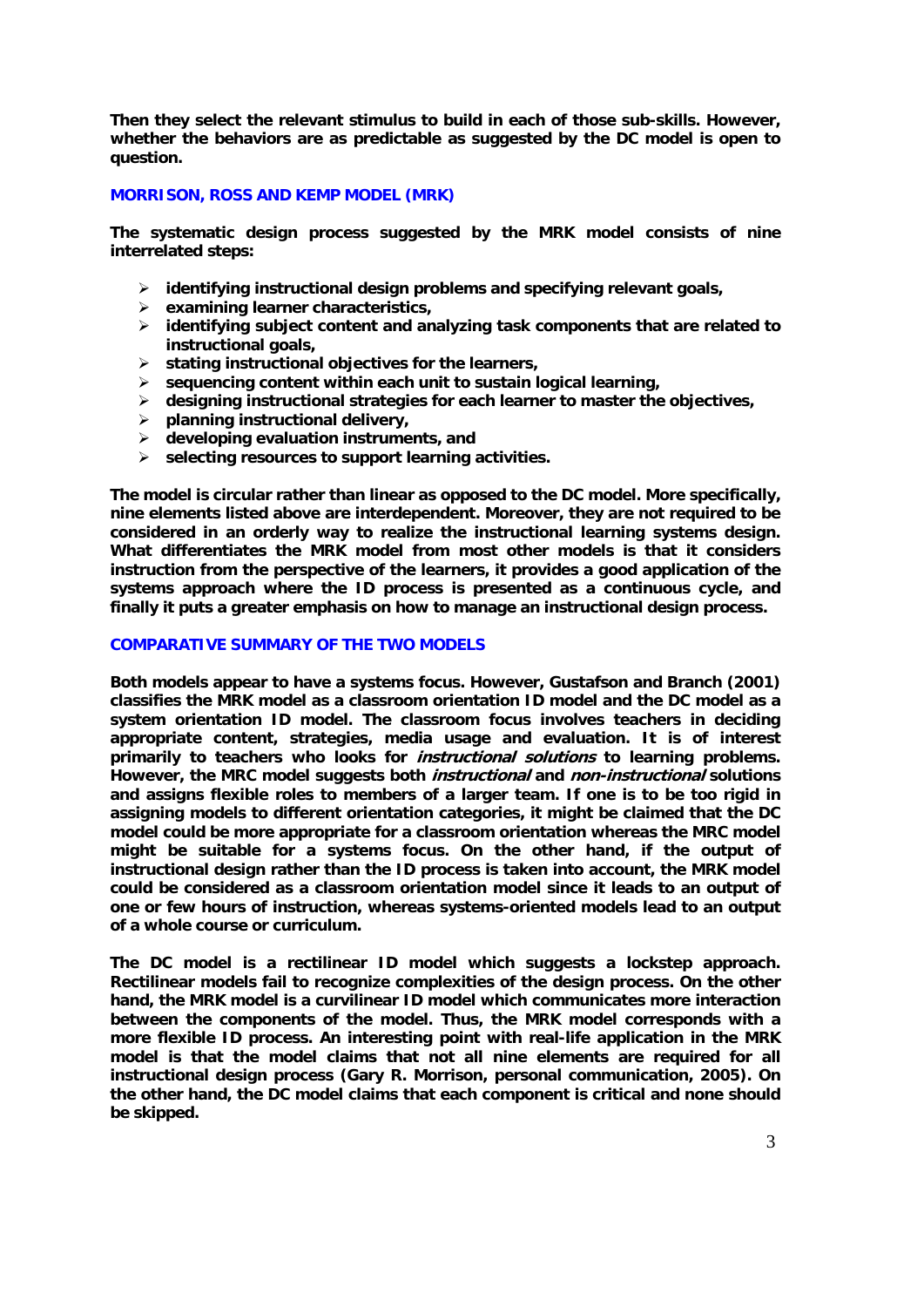Then they select the relevant stimulus to build in each of those sub-skills. However, whether the behaviors are as predictable as suggested by the DC model is open to question.

## MORRISON, ROSS AND KEMP MODEL (MRK)

The systematic design process suggested by the MRK model consists of nine interrelated steps:

- identifying instructional design problems and specifying relevant goals,
- examining learner characteristics,
- identifying subject content and analyzing task components that are related to instructional goals,
- stating instructional objectives for the learners,
- sequencing content within each unit to sustain logical learning,
- designing instructional strategies for each learner to master the objectives,
- planning instructional delivery,
- developing evaluation instruments, and
- selecting resources to support learning activities.

The model is circular rather than linear as opposed to the DC model. More specifically, nine elements listed above are interdependent. Moreover, they are not required to be considered in an orderly way to realize the instructional learning systems design. What differentiates the MRK model from most other models is that it considers instruction from the perspective of the learners, it provides a good application of the systems approach where the ID process is presented as a continuous cycle, and finally it puts a greater emphasis on how to manage an instructional design process.

## COMPARATIVE SUMMARY OF THE TWO MODELS

Both models appear to have a systems focus. However, Gustafson and Branch (2001) classifies the MRK model as a classroom orientation ID model and the DC model as a system orientation ID model. The classroom focus involves teachers in deciding appropriate content, strategies, media usage and evaluation. It is of interest primarily to teachers who looks for *instructional solutions* to learning problems. However, the MRC model suggests both *instructional* and *non-instructional* solutions and assigns flexible roles to members of a larger team. If one is to be too rigid in assigning models to different orientation categories, it might be claimed that the DC model could be more appropriate for a classroom orientation whereas the MRC model might be suitable for a systems focus. On the other hand, if the output of instructional design rather than the ID process is taken into account, the MRK model could be considered as a classroom orientation model since it leads to an output of one or few hours of instruction, whereas systems-oriented models lead to an output of a whole course or curriculum.

The DC model is a rectilinear ID model which suggests a lockstep approach. Rectilinear models fail to recognize complexities of the design process. On the other hand, the MRK model is a curvilinear ID model which communicates more interaction between the components of the model. Thus, the MRK model corresponds with a more flexible ID process. An interesting point with real-life application in the MRK model is that the model claims that not all nine elements are required for all instructional design process (Gary R. Morrison, personal communication, 2005). On the other hand, the DC model claims that each component is critical and none should be skipped.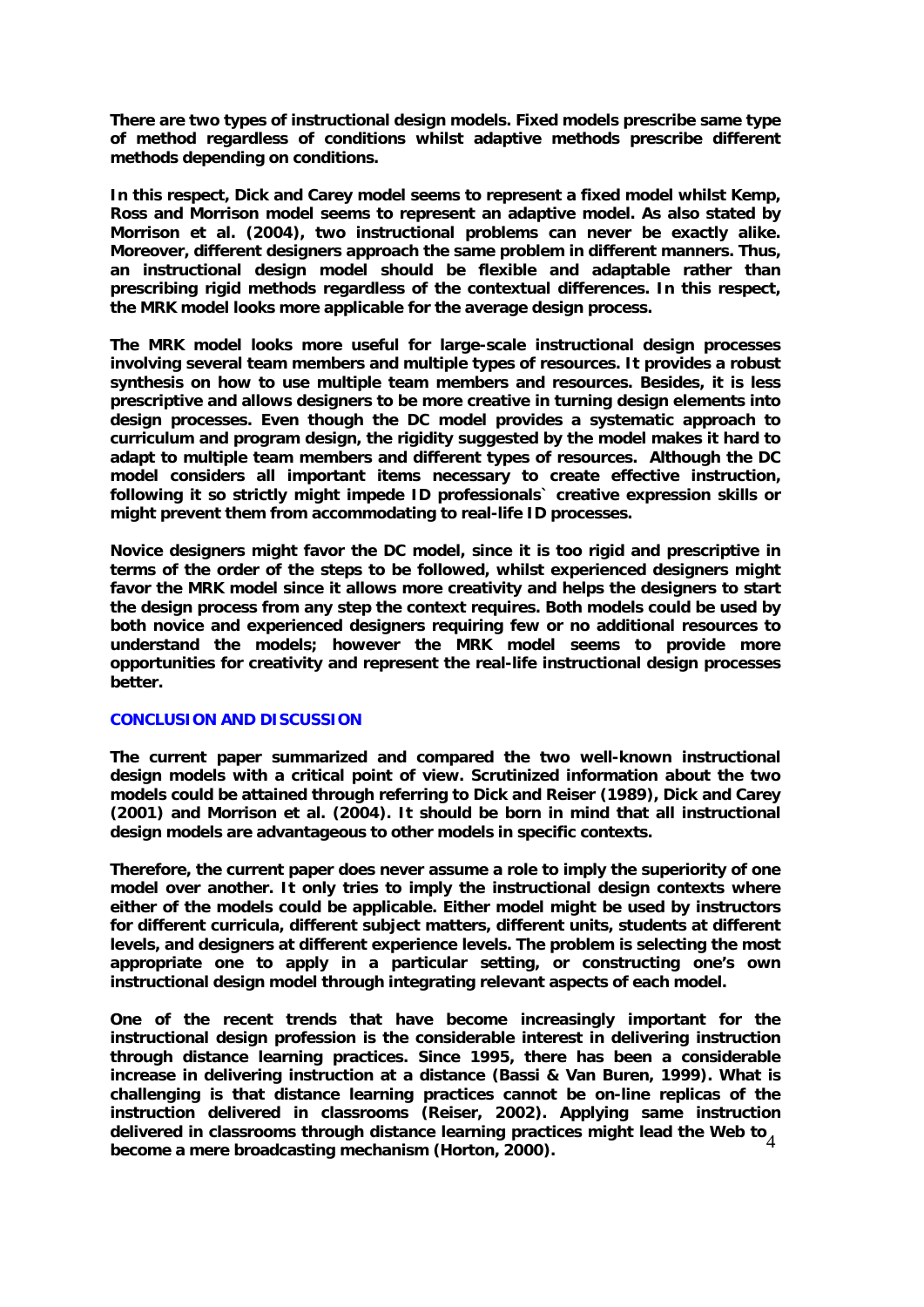There are two types of instructional design models. Fixed models prescribe same type of method regardless of conditions whilst adaptive methods prescribe different methods depending on conditions.

In this respect, Dick and Carey model seems to represent a fixed model whilst Kemp, Ross and Morrison model seems to represent an adaptive model. As also stated by Morrison et al. (2004), two instructional problems can never be exactly alike. Moreover, different designers approach the same problem in different manners. Thus, an instructional design model should be flexible and adaptable rather than prescribing rigid methods regardless of the contextual differences. In this respect, the MRK model looks more applicable for the average design process.

The MRK model looks more useful for large-scale instructional design processes involving several team members and multiple types of resources. It provides a robust synthesis on how to use multiple team members and resources. Besides, it is less prescriptive and allows designers to be more creative in turning design elements into design processes. Even though the DC model provides a systematic approach to curriculum and program design, the rigidity suggested by the model makes it hard to adapt to multiple team members and different types of resources. Although the DC model considers all important items necessary to create effective instruction, following it so strictly might impede ID professionals` creative expression skills or might prevent them from accommodating to real-life ID processes.

Novice designers might favor the DC model, since it is too rigid and prescriptive in terms of the order of the steps to be followed, whilst experienced designers might favor the MRK model since it allows more creativity and helps the designers to start the design process from any step the context requires. Both models could be used by both novice and experienced designers requiring few or no additional resources to understand the models; however the MRK model seems to provide more opportunities for creativity and represent the real-life instructional design processes better.

## CONCLUSION AND DISCUSSION

The current paper summarized and compared the two well-known instructional design models with a critical point of view. Scrutinized information about the two models could be attained through referring to Dick and Reiser (1989), Dick and Carey (2001) and Morrison et al. (2004). It should be born in mind that all instructional design models are advantageous to other models in specific contexts.

Therefore, the current paper does never assume a role to imply the superiority of one model over another. It only tries to imply the instructional design contexts where either of the models could be applicable. Either model might be used by instructors for different curricula, different subject matters, different units, students at different levels, and designers at different experience levels. The problem is selecting the most appropriate one to apply in a particular setting, or constructing one's own instructional design model through integrating relevant aspects of each model.

One of the recent trends that have become increasingly important for the instructional design profession is the considerable interest in delivering instruction through distance learning practices. Since 1995, there has been a considerable increase in delivering instruction at a distance (Bassi & Van Buren, 1999). What is challenging is that distance learning practices cannot be on-line replicas of the instruction delivered in classrooms (Reiser, 2002). Applying same instruction delivered in classrooms through distance learning practices might lead the Web to become a mere broadcasting mechanism (Horton, 2000).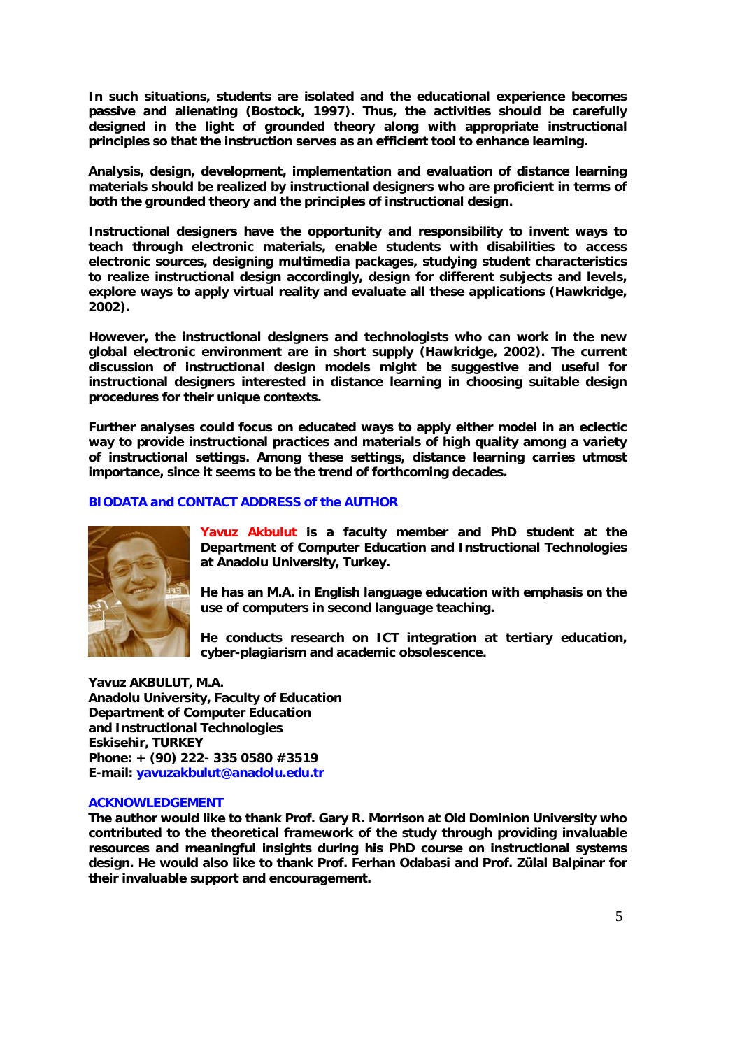In such situations, students are isolated and the educational experience becomes passive and alienating (Bostock, 1997). Thus, the activities should be carefully designed in the light of grounded theory along with appropriate instructional principles so that the instruction serves as an efficient tool to enhance learning.

Analysis, design, development, implementation and evaluation of distance learning materials should be realized by instructional designers who are proficient in terms of both the grounded theory and the principles of instructional design.

Instructional designers have the opportunity and responsibility to invent ways to teach through electronic materials, enable students with disabilities to access electronic sources, designing multimedia packages, studying student characteristics to realize instructional design accordingly, design for different subjects and levels, explore ways to apply virtual reality and evaluate all these applications (Hawkridge, 2002).

However, the instructional designers and technologists who can work in the new global electronic environment are in short supply (Hawkridge, 2002). The current discussion of instructional design models might be suggestive and useful for instructional designers interested in distance learning in choosing suitable design procedures for their unique contexts.

Further analyses could focus on educated ways to apply either model in an eclectic way to provide instructional practices and materials of high quality among a variety of instructional settings. Among these settings, distance learning carries utmost importance, since it seems to be the trend of forthcoming decades.

## BIODATA and CONTACT ADDRESS of the AUTHOR

**Yavuz Akbulut** is a faculty member and PhD student at the Department of Computer Education and Instructional Technologies at Anadolu University, Turkey.

He has an M.A. in English language education with emphasis on the use of computers in second language teaching.

He conducts research on ICT integration at tertiary education, cyber-plagiarism and academic obsolescence.

Yavuz AKBULUT, M.A.
Anadolu University, Faculty of Education
Department of Computer Education
and Instructional Technologies
Eskisehir, TURKEY
Phone: + (90) 222- 335 0580 #3519
E-mail: yavuzakbulut@anadolu.edu.tr

## ACKNOWLEDGEMENT

The author would like to thank Prof. Gary R. Morrison at Old Dominion University who contributed to the theoretical framework of the study through providing invaluable resources and meaningful insights during his PhD course on instructional systems design. He would also like to thank Prof. Ferhan Odabasi and Prof. Zülal Balpinar for their invaluable support and encouragement.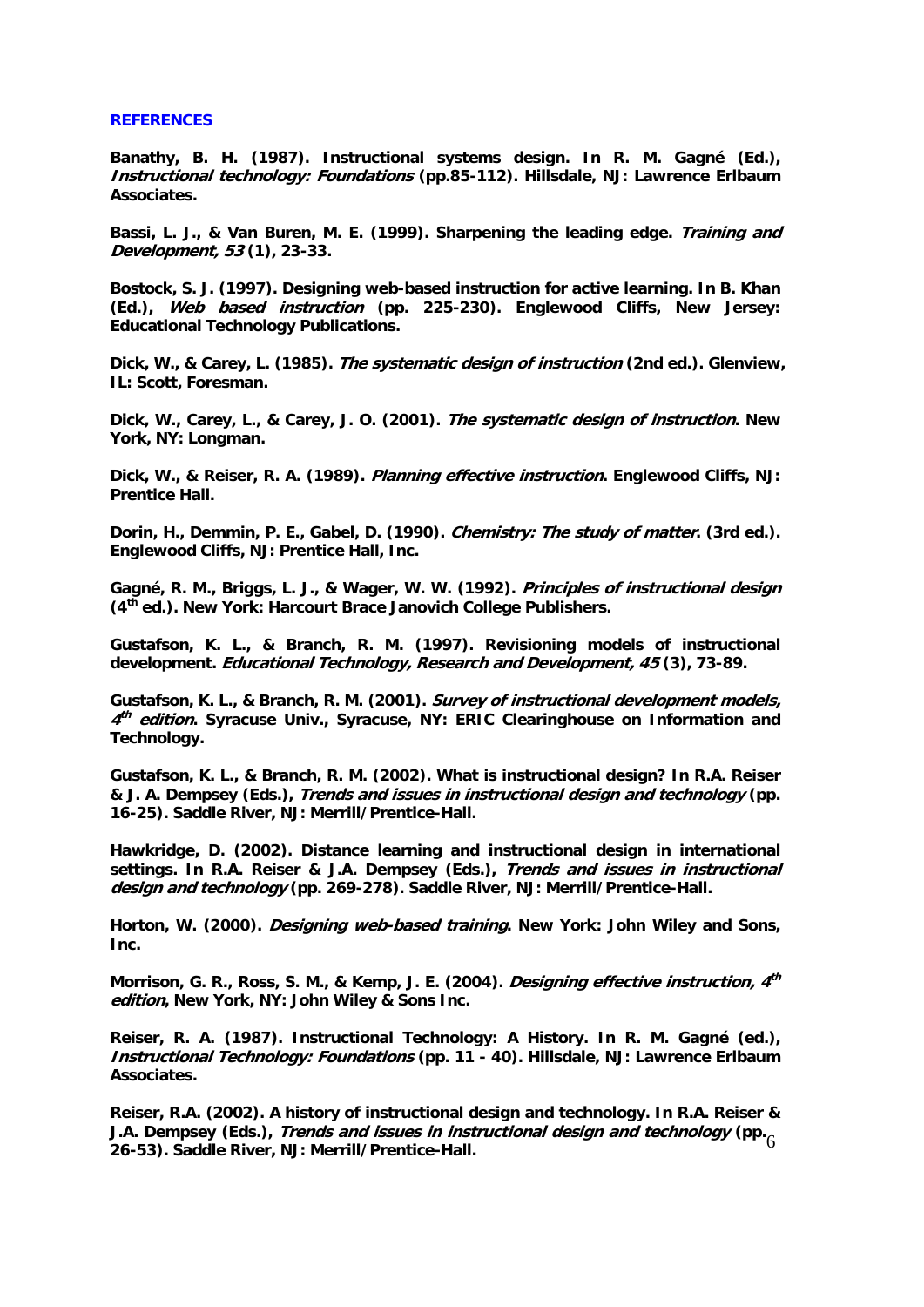**REFERENCES**

**Banathy, B. H. (1987). Instructional systems design. In R. M. Gagné (Ed.), *Instructional technology: Foundations* (pp.85-112). Hillsdale, NJ: Lawrence Erlbaum Associates.**

**Bassi, L. J., & Van Buren, M. E. (1999). Sharpening the leading edge. *Training and Development, 53* (1), 23-33.**

**Bostock, S. J. (1997). Designing web-based instruction for active learning. In B. Khan (Ed.), *Web based instruction* (pp. 225-230). Englewood Cliffs, New Jersey: Educational Technology Publications.**

**Dick, W., & Carey, L. (1985). *The systematic design of instruction* (2nd ed.). Glenview, IL: Scott, Foresman.**

**Dick, W., Carey, L., & Carey, J. O. (2001). *The systematic design of instruction*. New York, NY: Longman.**

**Dick, W., & Reiser, R. A. (1989). *Planning effective instruction*. Englewood Cliffs, NJ: Prentice Hall.**

**Dorin, H., Demmin, P. E., Gabel, D. (1990). *Chemistry: The study of matter*. (3rd ed.). Englewood Cliffs, NJ: Prentice Hall, Inc.**

**Gagné, R. M., Briggs, L. J., & Wager, W. W. (1992). *Principles of instructional design* (4th ed.). New York: Harcourt Brace Janovich College Publishers.**

**Gustafson, K. L., & Branch, R. M. (1997). Revisioning models of instructional development. *Educational Technology, Research and Development, 45* (3), 73-89.**

**Gustafson, K. L., & Branch, R. M. (2001). *Survey of instructional development models, 4th edition*. Syracuse Univ., Syracuse, NY: ERIC Clearinghouse on Information and Technology.**

**Gustafson, K. L., & Branch, R. M. (2002). What is instructional design? In R.A. Reiser & J. A. Dempsey (Eds.), *Trends and issues in instructional design and technology* (pp. 16-25). Saddle River, NJ: Merrill/Prentice-Hall.**

**Hawkridge, D. (2002). Distance learning and instructional design in international settings. In R.A. Reiser & J.A. Dempsey (Eds.), *Trends and issues in instructional design and technology* (pp. 269-278). Saddle River, NJ: Merrill/Prentice-Hall.**

**Horton, W. (2000). *Designing web-based training*. New York: John Wiley and Sons, Inc.**

**Morrison, G. R., Ross, S. M., & Kemp, J. E. (2004). *Designing effective instruction, 4th edition*, New York, NY: John Wiley & Sons Inc.**

**Reiser, R. A. (1987). Instructional Technology: A History. In R. M. Gagné (ed.), *Instructional Technology: Foundations* (pp. 11 - 40). Hillsdale, NJ: Lawrence Erlbaum Associates.**

**Reiser, R.A. (2002). A history of instructional design and technology. In R.A. Reiser & J.A. Dempsey (Eds.), *Trends and issues in instructional design and technology* (pp. 26-53). Saddle River, NJ: Merrill/Prentice-Hall.**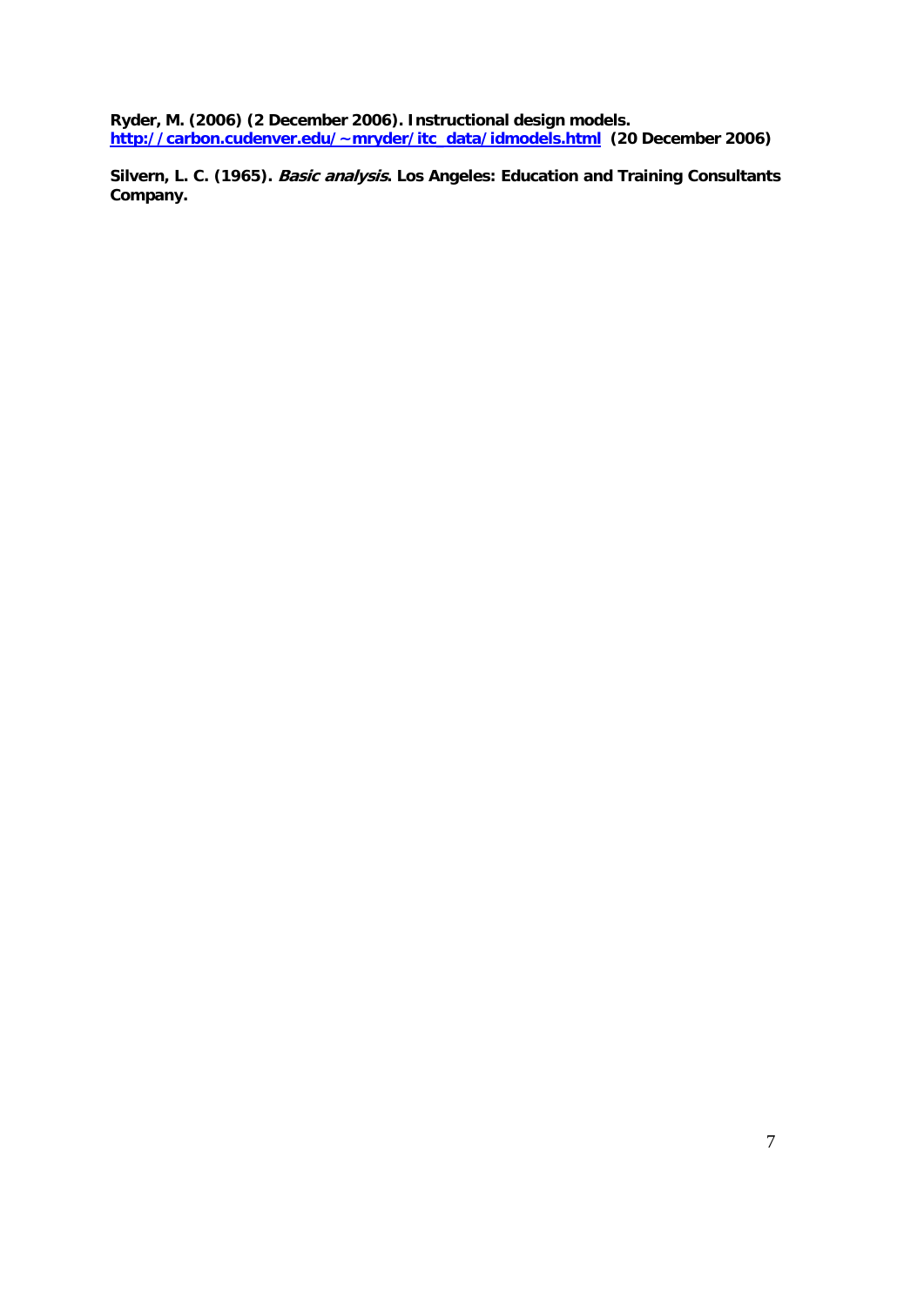**Ryder, M. (2006) (2 December 2006). Instructional design models. [http://carbon.cudenver.edu/~mryder/itc_data/idmodels.html](http://carbon.cudenver.edu/~mryder/itc_data/idmodels.html) (20 December 2006)**

**Silvern, L. C. (1965). *Basic analysis*. Los Angeles: Education and Training Consultants Company.**